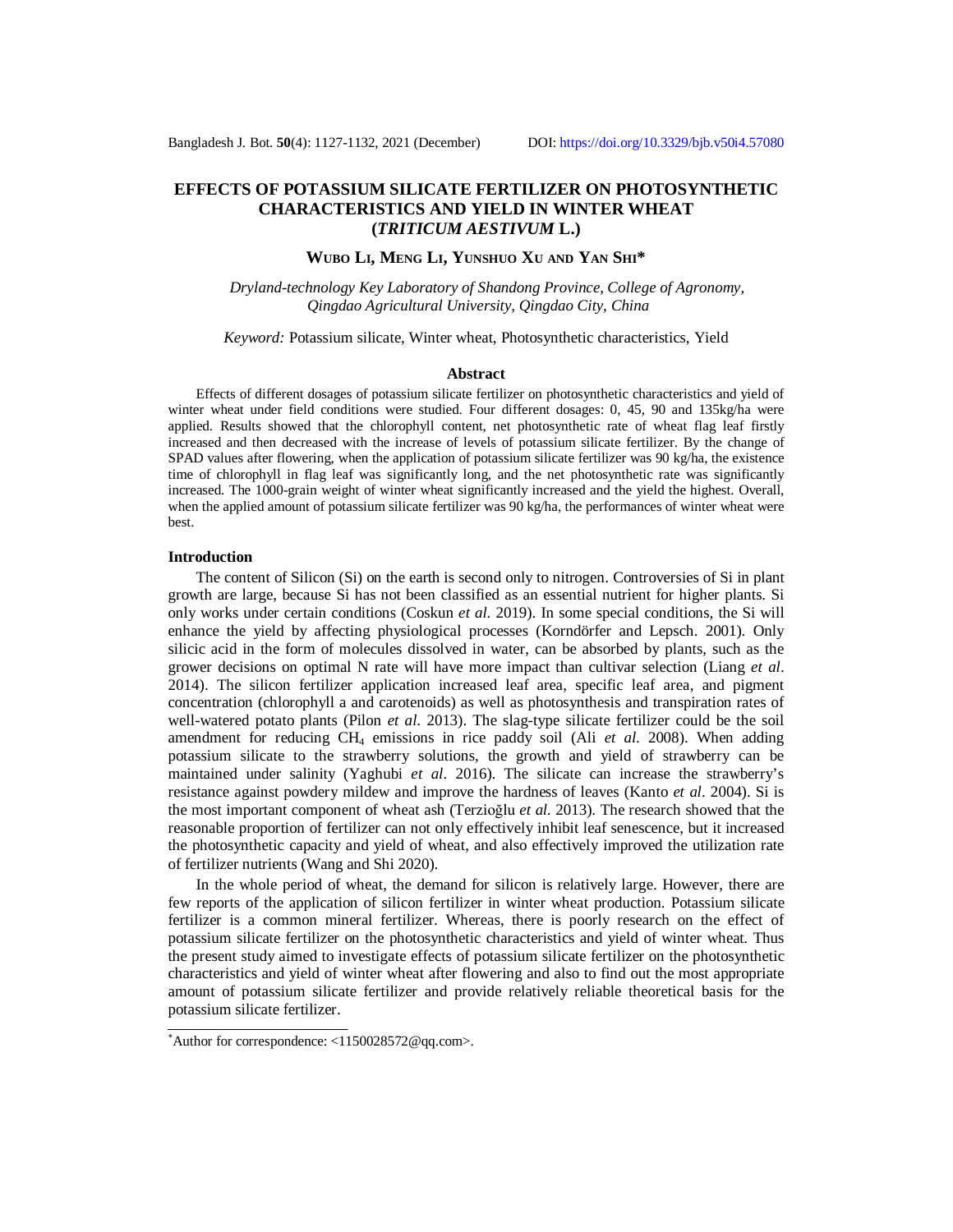# EFFECTS OF POTASSIUM SILICATE FERTILIZER ON PHOTOSYNTHETIC CHARACTERISTICS AND YIELD IN WINTER WHEAT (*TRITICUM AESTIVUM* L.)

**WUBO LI, MENG LI, YUNSHUO XU AND YAN SHI***

*Dryland-technology Key Laboratory of Shandong Province, College of Agronomy, Qingdao Agricultural University, Qingdao City, China*

*Keyword:* Potassium silicate, Winter wheat, Photosynthetic characteristics, Yield

## Abstract

Effects of different dosages of potassium silicate fertilizer on photosynthetic characteristics and yield of winter wheat under field conditions were studied. Four different dosages: 0, 45, 90 and 135kg/ha were applied. Results showed that the chlorophyll content, net photosynthetic rate of wheat flag leaf firstly increased and then decreased with the increase of levels of potassium silicate fertilizer. By the change of SPAD values after flowering, when the application of potassium silicate fertilizer was 90 kg/ha, the existence time of chlorophyll in flag leaf was significantly long, and the net photosynthetic rate was significantly increased. The 1000-grain weight of winter wheat significantly increased and the yield the highest. Overall, when the applied amount of potassium silicate fertilizer was 90 kg/ha, the performances of winter wheat were best.

## Introduction

The content of Silicon (Si) on the earth is second only to nitrogen. Controversies of Si in plant growth are large, because Si has not been classified as an essential nutrient for higher plants. Si only works under certain conditions (Coskun *et al.* 2019). In some special conditions, the Si will enhance the yield by affecting physiological processes (Korndörfer and Lepsch. 2001). Only silicic acid in the form of molecules dissolved in water, can be absorbed by plants, such as the grower decisions on optimal N rate will have more impact than cultivar selection (Liang *et al*. 2014). The silicon fertilizer application increased leaf area, specific leaf area, and pigment concentration (chlorophyll a and carotenoids) as well as photosynthesis and transpiration rates of well-watered potato plants (Pilon *et al.* 2013). The slag-type silicate fertilizer could be the soil amendment for reducing $CH_4$ emissions in rice paddy soil (Ali *et al.* 2008). When adding potassium silicate to the strawberry solutions, the growth and yield of strawberry can be maintained under salinity (Yaghubi *et al*. 2016). The silicate can increase the strawberry's resistance against powdery mildew and improve the hardness of leaves (Kanto *et al*. 2004). Si is the most important component of wheat ash (Terzioğlu *et al.* 2013). The research showed that the reasonable proportion of fertilizer can not only effectively inhibit leaf senescence, but it increased the photosynthetic capacity and yield of wheat, and also effectively improved the utilization rate of fertilizer nutrients (Wang and Shi 2020).

In the whole period of wheat, the demand for silicon is relatively large. However, there are few reports of the application of silicon fertilizer in winter wheat production. Potassium silicate fertilizer is a common mineral fertilizer. Whereas, there is poorly research on the effect of potassium silicate fertilizer on the photosynthetic characteristics and yield of winter wheat. Thus the present study aimed to investigate effects of potassium silicate fertilizer on the photosynthetic characteristics and yield of winter wheat after flowering and also to find out the most appropriate amount of potassium silicate fertilizer and provide relatively reliable theoretical basis for the potassium silicate fertilizer.

*Author for correspondence: <1150028572@qq.com>.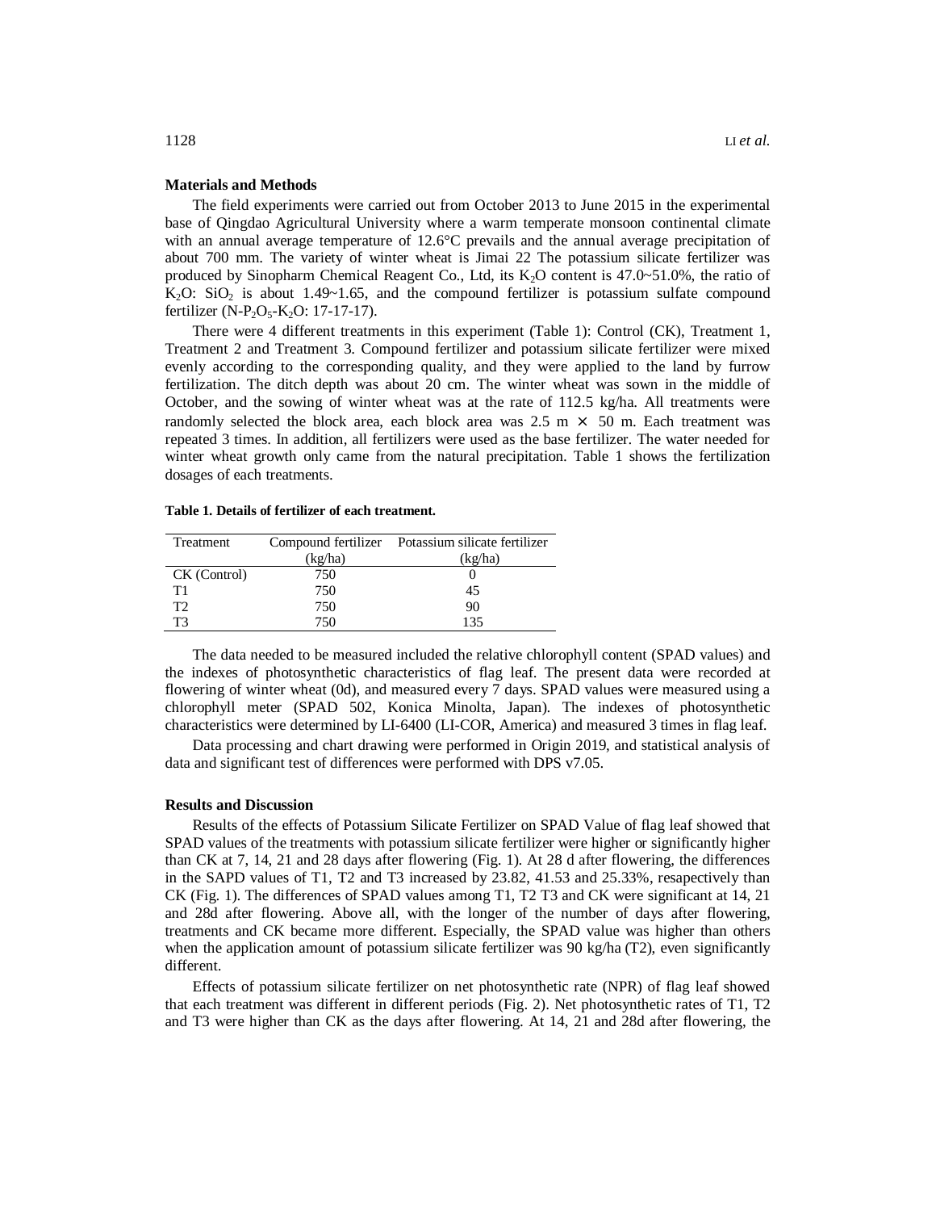## Materials and Methods

The field experiments were carried out from October 2013 to June 2015 in the experimental base of Qingdao Agricultural University where a warm temperate monsoon continental climate with an annual average temperature of 12.6°C prevails and the annual average precipitation of about 700 mm. The variety of winter wheat is Jimai 22 The potassium silicate fertilizer was produced by Sinopharm Chemical Reagent Co., Ltd, its $K_2O$ content is 47.0~51.0%, the ratio of $K_2O$: $SiO_2$ is about 1.49~1.65, and the compound fertilizer is potassium sulfate compound fertilizer (N-$P_2O_5$-$K_2O$: 17-17-17).

There were 4 different treatments in this experiment (Table 1): Control (CK), Treatment 1, Treatment 2 and Treatment 3. Compound fertilizer and potassium silicate fertilizer were mixed evenly according to the corresponding quality, and they were applied to the land by furrow fertilization. The ditch depth was about 20 cm. The winter wheat was sown in the middle of October, and the sowing of winter wheat was at the rate of 112.5 kg/ha. All treatments were randomly selected the block area, each block area was 2.5 m × 50 m. Each treatment was repeated 3 times. In addition, all fertilizers were used as the base fertilizer. The water needed for winter wheat growth only came from the natural precipitation. Table 1 shows the fertilization dosages of each treatments.

**Table 1. Details of fertilizer of each treatment.**

| Treatment | Compound fertilizer (kg/ha) | Potassium silicate fertilizer (kg/ha) |
|---|---|---|
| CK (Control) | 750 | 0 |
| T1 | 750 | 45 |
| T2 | 750 | 90 |
| T3 | 750 | 135 |

The data needed to be measured included the relative chlorophyll content (SPAD values) and the indexes of photosynthetic characteristics of flag leaf. The present data were recorded at flowering of winter wheat (0d), and measured every 7 days. SPAD values were measured using a chlorophyll meter (SPAD 502, Konica Minolta, Japan). The indexes of photosynthetic characteristics were determined by LI-6400 (LI-COR, America) and measured 3 times in flag leaf.

Data processing and chart drawing were performed in Origin 2019, and statistical analysis of data and significant test of differences were performed with DPS v7.05.

## Results and Discussion

Results of the effects of Potassium Silicate Fertilizer on SPAD Value of flag leaf showed that SPAD values of the treatments with potassium silicate fertilizer were higher or significantly higher than CK at 7, 14, 21 and 28 days after flowering (Fig. 1). At 28 d after flowering, the differences in the SAPD values of T1, T2 and T3 increased by 23.82, 41.53 and 25.33%, resapectively than CK (Fig. 1). The differences of SPAD values among T1, T2 T3 and CK were significant at 14, 21 and 28d after flowering. Above all, with the longer of the number of days after flowering, treatments and CK became more different. Especially, the SPAD value was higher than others when the application amount of potassium silicate fertilizer was 90 kg/ha (T2), even significantly different.

Effects of potassium silicate fertilizer on net photosynthetic rate (NPR) of flag leaf showed that each treatment was different in different periods (Fig. 2). Net photosynthetic rates of T1, T2 and T3 were higher than CK as the days after flowering. At 14, 21 and 28d after flowering, the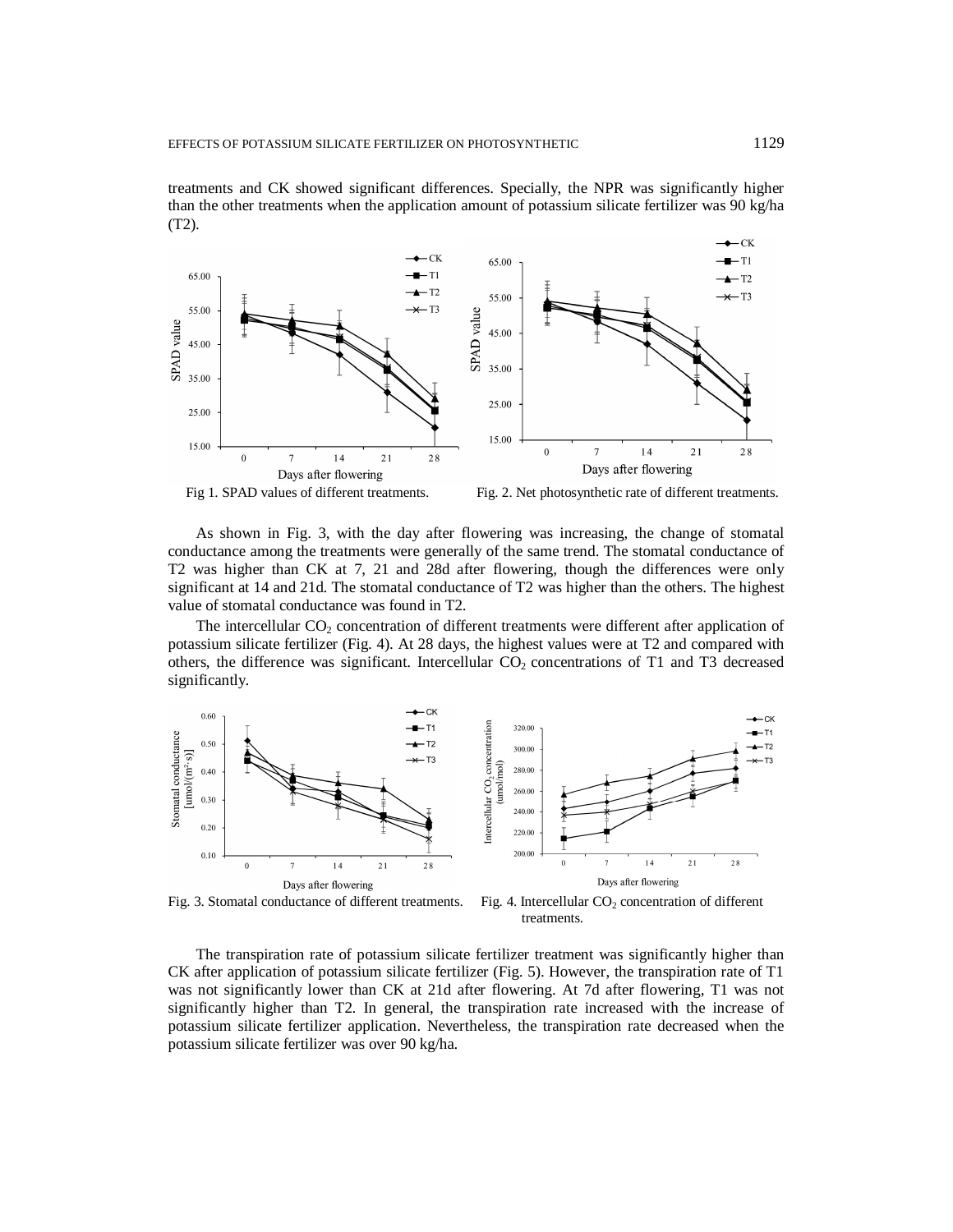treatments and CK showed significant differences. Specially, the NPR was significantly higher than the other treatments when the application amount of potassium silicate fertilizer was 90 kg/ha (T2).

Fig 1. SPAD values of different treatments.

Fig. 2. Net photosynthetic rate of different treatments.

As shown in Fig. 3, with the day after flowering was increasing, the change of stomatal conductance among the treatments were generally of the same trend. The stomatal conductance of T2 was higher than CK at 7, 21 and 28d after flowering, though the differences were only significant at 14 and 21d. The stomatal conductance of T2 was higher than the others. The highest value of stomatal conductance was found in T2.

The intercellular $CO_2$ concentration of different treatments were different after application of potassium silicate fertilizer (Fig. 4). At 28 days, the highest values were at T2 and compared with others, the difference was significant. Intercellular $CO_2$ concentrations of T1 and T3 decreased significantly.

Fig. 3. Stomatal conductance of different treatments.

Fig. 4. Intercellular $CO_2$ concentration of different treatments.

The transpiration rate of potassium silicate fertilizer treatment was significantly higher than CK after application of potassium silicate fertilizer (Fig. 5). However, the transpiration rate of T1 was not significantly lower than CK at 21d after flowering. At 7d after flowering, T1 was not significantly higher than T2. In general, the transpiration rate increased with the increase of potassium silicate fertilizer application. Nevertheless, the transpiration rate decreased when the potassium silicate fertilizer was over 90 kg/ha.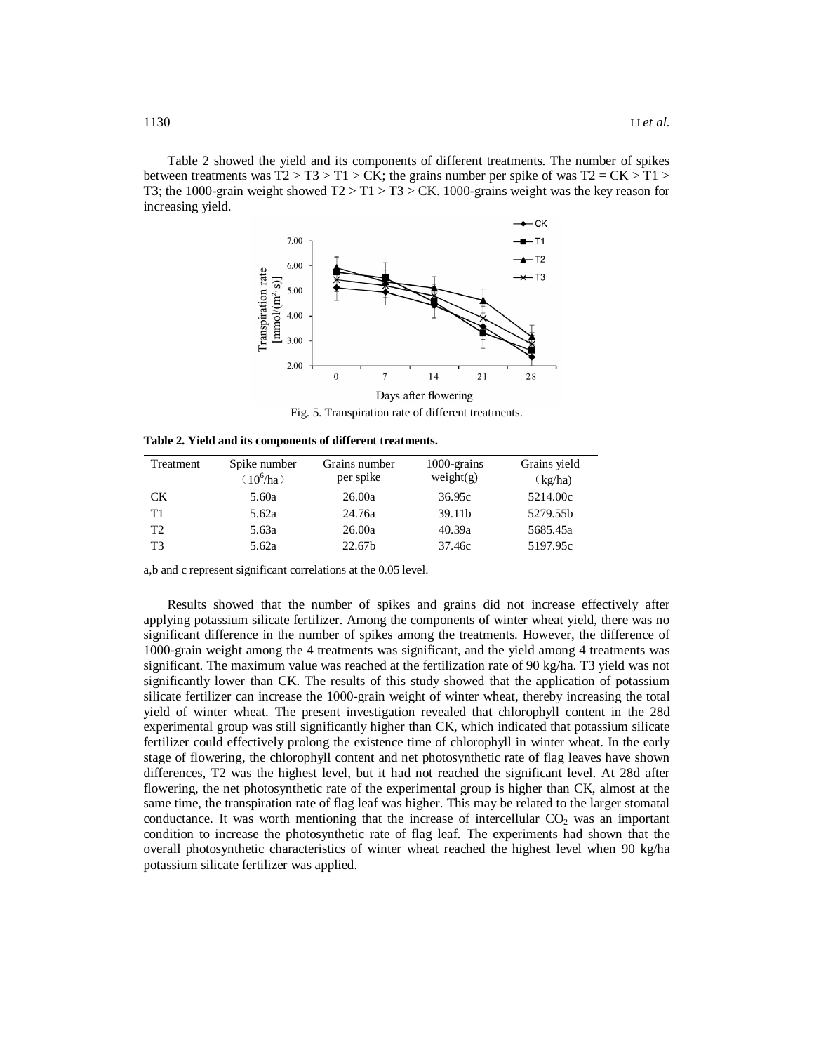Table 2 showed the yield and its components of different treatments. The number of spikes between treatments was T2 > T3 > T1 > CK; the grains number per spike of was T2 = CK > T1 > T3; the 1000-grain weight showed T2 > T1 > T3 > CK. 1000-grains weight was the key reason for increasing yield.

Fig. 5. Transpiration rate of different treatments.

**Table 2. Yield and its components of different treatments.**

| Treatment | Spike number ($10^6$/ha) | Grains number per spike | 1000-grains weight(g) | Grains yield (kg/ha) |
|---|---|---|---|---|
| CK | 5.60a | 26.00a | 36.95c | 5214.00c |
| T1 | 5.62a | 24.76a | 39.11b | 5279.55b |
| T2 | 5.63a | 26.00a | 40.39a | 5685.45a |
| T3 | 5.62a | 22.67b | 37.46c | 5197.95c |

a,b and c represent significant correlations at the 0.05 level.

Results showed that the number of spikes and grains did not increase effectively after applying potassium silicate fertilizer. Among the components of winter wheat yield, there was no significant difference in the number of spikes among the treatments. However, the difference of 1000-grain weight among the 4 treatments was significant, and the yield among 4 treatments was significant. The maximum value was reached at the fertilization rate of 90 kg/ha. T3 yield was not significantly lower than CK. The results of this study showed that the application of potassium silicate fertilizer can increase the 1000-grain weight of winter wheat, thereby increasing the total yield of winter wheat. The present investigation revealed that chlorophyll content in the 28d experimental group was still significantly higher than CK, which indicated that potassium silicate fertilizer could effectively prolong the existence time of chlorophyll in winter wheat. In the early stage of flowering, the chlorophyll content and net photosynthetic rate of flag leaves have shown differences, T2 was the highest level, but it had not reached the significant level. At 28d after flowering, the net photosynthetic rate of the experimental group is higher than CK, almost at the same time, the transpiration rate of flag leaf was higher. This may be related to the larger stomatal conductance. It was worth mentioning that the increase of intercellular $CO_2$ was an important condition to increase the photosynthetic rate of flag leaf. The experiments had shown that the overall photosynthetic characteristics of winter wheat reached the highest level when 90 kg/ha potassium silicate fertilizer was applied.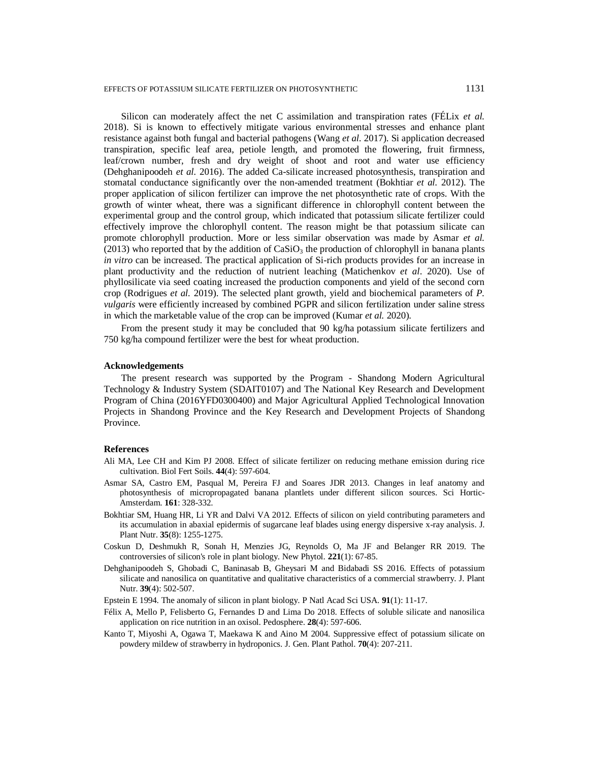Silicon can moderately affect the net C assimilation and transpiration rates (FÉLix *et al.* 2018). Si is known to effectively mitigate various environmental stresses and enhance plant resistance against both fungal and bacterial pathogens (Wang *et al.* 2017). Si application decreased transpiration, specific leaf area, petiole length, and promoted the flowering, fruit firmness, leaf/crown number, fresh and dry weight of shoot and root and water use efficiency (Dehghanipoodeh *et al.* 2016). The added Ca-silicate increased photosynthesis, transpiration and stomatal conductance significantly over the non-amended treatment (Bokhtiar *et al.* 2012). The proper application of silicon fertilizer can improve the net photosynthetic rate of crops. With the growth of winter wheat, there was a significant difference in chlorophyll content between the experimental group and the control group, which indicated that potassium silicate fertilizer could effectively improve the chlorophyll content. The reason might be that potassium silicate can promote chlorophyll production. More or less similar observation was made by Asmar *et al.* (2013) who reported that by the addition of $CaSiO_3$ the production of chlorophyll in banana plants *in vitro* can be increased. The practical application of Si-rich products provides for an increase in plant productivity and the reduction of nutrient leaching (Matichenkov *et al*. 2020). Use of phyllosilicate via seed coating increased the production components and yield of the second corn crop (Rodrigues *et al.* 2019). The selected plant growth, yield and biochemical parameters of *P. vulgaris* were efficiently increased by combined PGPR and silicon fertilization under saline stress in which the marketable value of the crop can be improved (Kumar *et al.* 2020).

From the present study it may be concluded that 90 kg/ha potassium silicate fertilizers and 750 kg/ha compound fertilizer were the best for wheat production.

### Acknowledgements

The present research was supported by the Program - Shandong Modern Agricultural Technology & Industry System (SDAIT0107) and The National Key Research and Development Program of China (2016YFD0300400) and Major Agricultural Applied Technological Innovation Projects in Shandong Province and the Key Research and Development Projects of Shandong Province.

### References

Ali MA, Lee CH and Kim PJ 2008. Effect of silicate fertilizer on reducing methane emission during rice cultivation. Biol Fert Soils. **44**(4): 597-604.

Asmar SA, Castro EM, Pasqual M, Pereira FJ and Soares JDR 2013. Changes in leaf anatomy and photosynthesis of micropropagated banana plantlets under different silicon sources. Sci Hortic-Amsterdam. **161**: 328-332.

Bokhtiar SM, Huang HR, Li YR and Dalvi VA 2012. Effects of silicon on yield contributing parameters and its accumulation in abaxial epidermis of sugarcane leaf blades using energy dispersive x-ray analysis. J. Plant Nutr. **35**(8): 1255-1275.

Coskun D, Deshmukh R, Sonah H, Menzies JG, Reynolds O, Ma JF and Belanger RR 2019. The controversies of silicon's role in plant biology. New Phytol. **221**(1): 67-85.

Dehghanipoodeh S, Ghobadi C, Baninasab B, Gheysari M and Bidabadi SS 2016. Effects of potassium silicate and nanosilica on quantitative and qualitative characteristics of a commercial strawberry. J. Plant Nutr. **39**(4): 502-507.

Epstein E 1994. The anomaly of silicon in plant biology. P Natl Acad Sci USA. **91**(1): 11-17.

Félix A, Mello P, Felisberto G, Fernandes D and Lima Do 2018. Effects of soluble silicate and nanosilica application on rice nutrition in an oxisol. Pedosphere. **28**(4): 597-606.

Kanto T, Miyoshi A, Ogawa T, Maekawa K and Aino M 2004. Suppressive effect of potassium silicate on powdery mildew of strawberry in hydroponics. J. Gen. Plant Pathol. **70**(4): 207-211.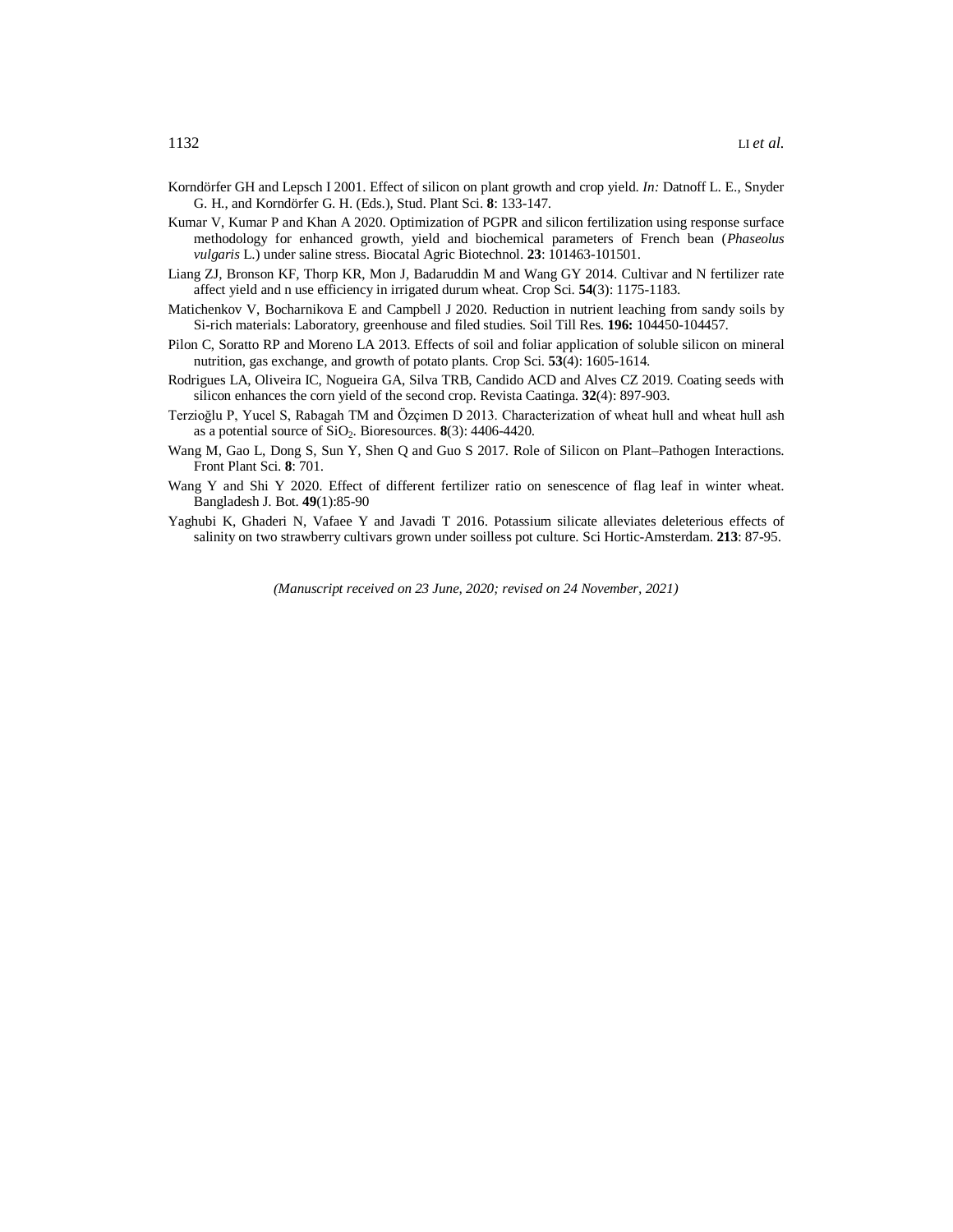Korndörfer GH and Lepsch I 2001. Effect of silicon on plant growth and crop yield. *In:* Datnoff L. E., Snyder G. H., and Korndörfer G. H. (Eds.), Stud. Plant Sci. **8**: 133-147.

Kumar V, Kumar P and Khan A 2020. Optimization of PGPR and silicon fertilization using response surface methodology for enhanced growth, yield and biochemical parameters of French bean (*Phaseolus vulgaris* L.) under saline stress. Biocatal Agric Biotechnol. **23**: 101463-101501.

Liang ZJ, Bronson KF, Thorp KR, Mon J, Badaruddin M and Wang GY 2014. Cultivar and N fertilizer rate affect yield and n use efficiency in irrigated durum wheat. Crop Sci. **54**(3): 1175-1183.

Matichenkov V, Bocharnikova E and Campbell J 2020. Reduction in nutrient leaching from sandy soils by Si-rich materials: Laboratory, greenhouse and filed studies. Soil Till Res. **196:** 104450-104457.

Pilon C, Soratto RP and Moreno LA 2013. Effects of soil and foliar application of soluble silicon on mineral nutrition, gas exchange, and growth of potato plants. Crop Sci. **53**(4): 1605-1614.

Rodrigues LA, Oliveira IC, Nogueira GA, Silva TRB, Candido ACD and Alves CZ 2019. Coating seeds with silicon enhances the corn yield of the second crop. Revista Caatinga. **32**(4): 897-903.

Terzioğlu P, Yucel S, Rabagah TM and Özçimen D 2013. Characterization of wheat hull and wheat hull ash as a potential source of $SiO_2$. Bioresources. **8**(3): 4406-4420.

Wang M, Gao L, Dong S, Sun Y, Shen Q and Guo S 2017. Role of Silicon on Plant–Pathogen Interactions. Front Plant Sci. **8**: 701.

Wang Y and Shi Y 2020. Effect of different fertilizer ratio on senescence of flag leaf in winter wheat. Bangladesh J. Bot. **49**(1):85-90

Yaghubi K, Ghaderi N, Vafaee Y and Javadi T 2016. Potassium silicate alleviates deleterious effects of salinity on two strawberry cultivars grown under soilless pot culture. Sci Hortic-Amsterdam. **213**: 87-95.

*(Manuscript received on 23 June, 2020; revised on 24 November, 2021)*